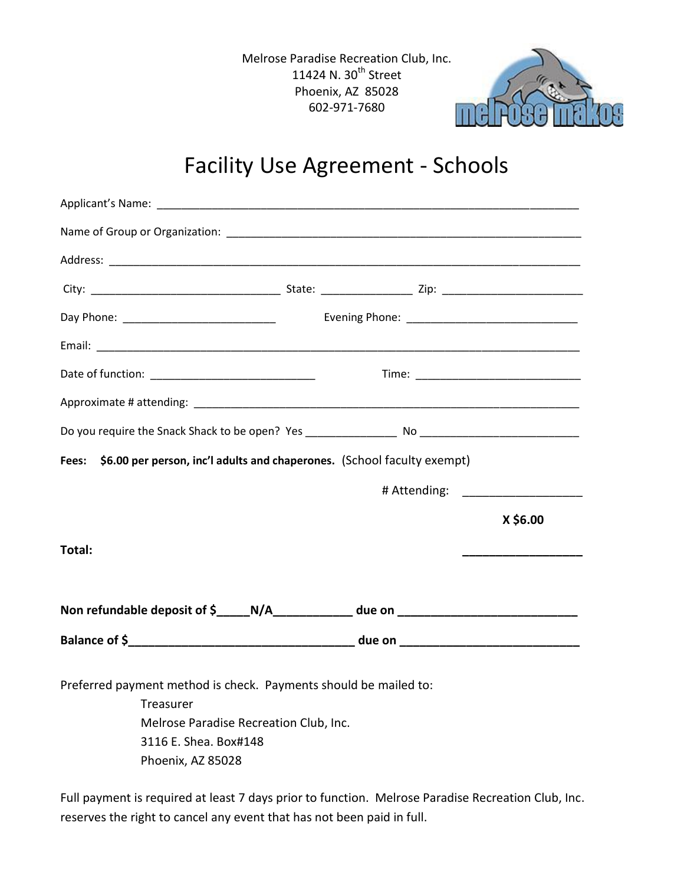Melrose Paradise Recreation Club, Inc.
11424 N. 30th Street
Phoenix, AZ 85028
602-971-7680

# Facility Use Agreement - Schools

Applicant's Name: ______________________________________________________________________

Name of Group or Organization: ________________________________________________________

Address: ______________________________________________________________________________

City: _____________________________ State: ______________ Zip: ______________________

Day Phone: _________________________ Evening Phone: ___________________________

Email: ________________________________________________________________________________

Date of function: ___________________________ Time: __________________________

Approximate # attending: ______________________________________________________________

Do you require the Snack Shack to be open? Yes ______________ No ________________________

**Fees: $6.00 per person, inc'l adults and chaperones.** (School faculty exempt)

# Attending: __________________

**X $6.00**

**Total:** __________________

**Non refundable deposit of $_____N/A___________ due on ___________________________**

**Balance of $_________________________________ due on ___________________________**

Preferred payment method is check. Payments should be mailed to:

Treasurer
Melrose Paradise Recreation Club, Inc.
3116 E. Shea. Box#148
Phoenix, AZ 85028

Full payment is required at least 7 days prior to function. Melrose Paradise Recreation Club, Inc. reserves the right to cancel any event that has not been paid in full.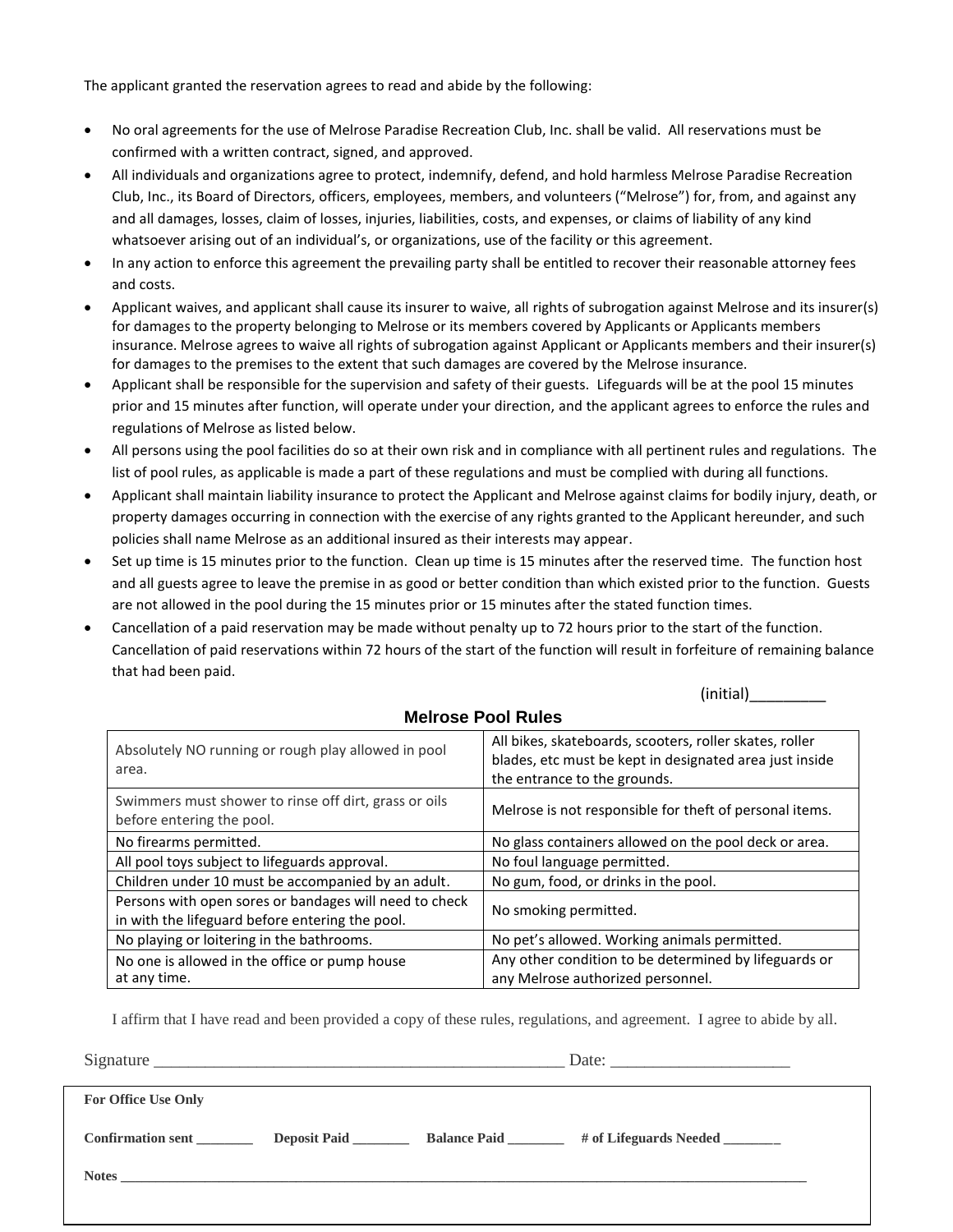The applicant granted the reservation agrees to read and abide by the following:

- No oral agreements for the use of Melrose Paradise Recreation Club, Inc. shall be valid. All reservations must be confirmed with a written contract, signed, and approved.
- All individuals and organizations agree to protect, indemnify, defend, and hold harmless Melrose Paradise Recreation Club, Inc., its Board of Directors, officers, employees, members, and volunteers ("Melrose") for, from, and against any and all damages, losses, claim of losses, injuries, liabilities, costs, and expenses, or claims of liability of any kind whatsoever arising out of an individual's, or organizations, use of the facility or this agreement.
- In any action to enforce this agreement the prevailing party shall be entitled to recover their reasonable attorney fees and costs.
- Applicant waives, and applicant shall cause its insurer to waive, all rights of subrogation against Melrose and its insurer(s) for damages to the property belonging to Melrose or its members covered by Applicants or Applicants members insurance. Melrose agrees to waive all rights of subrogation against Applicant or Applicants members and their insurer(s) for damages to the premises to the extent that such damages are covered by the Melrose insurance.
- Applicant shall be responsible for the supervision and safety of their guests. Lifeguards will be at the pool 15 minutes prior and 15 minutes after function, will operate under your direction, and the applicant agrees to enforce the rules and regulations of Melrose as listed below.
- All persons using the pool facilities do so at their own risk and in compliance with all pertinent rules and regulations. The list of pool rules, as applicable is made a part of these regulations and must be complied with during all functions.
- Applicant shall maintain liability insurance to protect the Applicant and Melrose against claims for bodily injury, death, or property damages occurring in connection with the exercise of any rights granted to the Applicant hereunder, and such policies shall name Melrose as an additional insured as their interests may appear.
- Set up time is 15 minutes prior to the function. Clean up time is 15 minutes after the reserved time. The function host and all guests agree to leave the premise in as good or better condition than which existed prior to the function. Guests are not allowed in the pool during the 15 minutes prior or 15 minutes after the stated function times.
- Cancellation of a paid reservation may be made without penalty up to 72 hours prior to the start of the function. Cancellation of paid reservations within 72 hours of the start of the function will result in forfeiture of remaining balance that had been paid.

(initial)_________

## Melrose Pool Rules

| | |
|---|---|
| Absolutely NO running or rough play allowed in pool area. | All bikes, skateboards, scooters, roller skates, roller blades, etc must be kept in designated area just inside the entrance to the grounds. |
| Swimmers must shower to rinse off dirt, grass or oils before entering the pool. | Melrose is not responsible for theft of personal items. |
| No firearms permitted. | No glass containers allowed on the pool deck or area. |
| All pool toys subject to lifeguards approval. | No foul language permitted. |
| Children under 10 must be accompanied by an adult. | No gum, food, or drinks in the pool. |
| Persons with open sores or bandages will need to check in with the lifeguard before entering the pool. | No smoking permitted. |
| No playing or loitering in the bathrooms. | No pet's allowed. Working animals permitted. |
| No one is allowed in the office or pump house at any time. | Any other condition to be determined by lifeguards or any Melrose authorized personnel. |

I affirm that I have read and been provided a copy of these rules, regulations, and agreement. I agree to abide by all.

Signature _______________________________________________ Date: ____________________

**For Office Use Only**

**Confirmation sent ________ Deposit Paid ________ Balance Paid ________ # of Lifeguards Needed ________**

**Notes ____________________________________________________________________________________________**